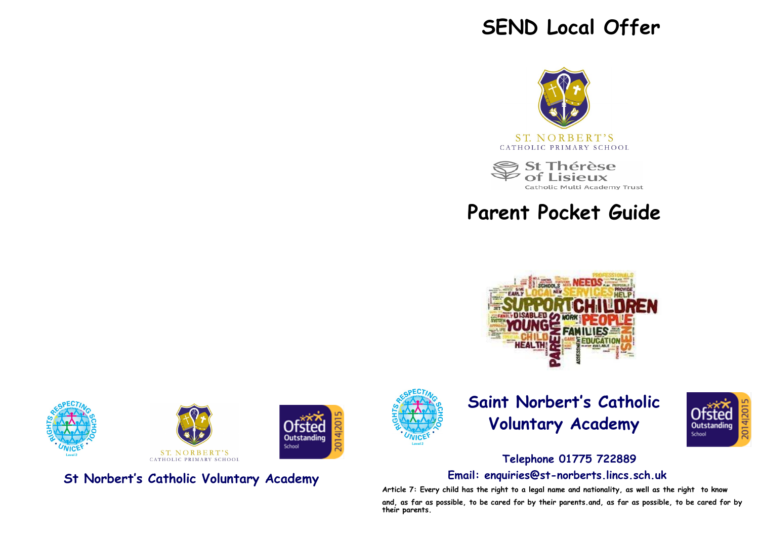St Norbert's Catholic Voluntary Academy

# SEND Local Offer

ST. NORBERT'S
CATHOLIC PRIMARY SCHOOL

St Thérèse of Lisieux
Catholic Multi Academy Trust

# Parent Pocket Guide

## Saint Norbert's Catholic Voluntary Academy

**Telephone 01775 722889**

**Email: enquiries@st-norberts.lincs.sch.uk**

**Article 7: Every child has the right to a legal name and nationality, as well as the right to know and, as far as possible, to be cared for by their parents.and, as far as possible, to be cared for by their parents.**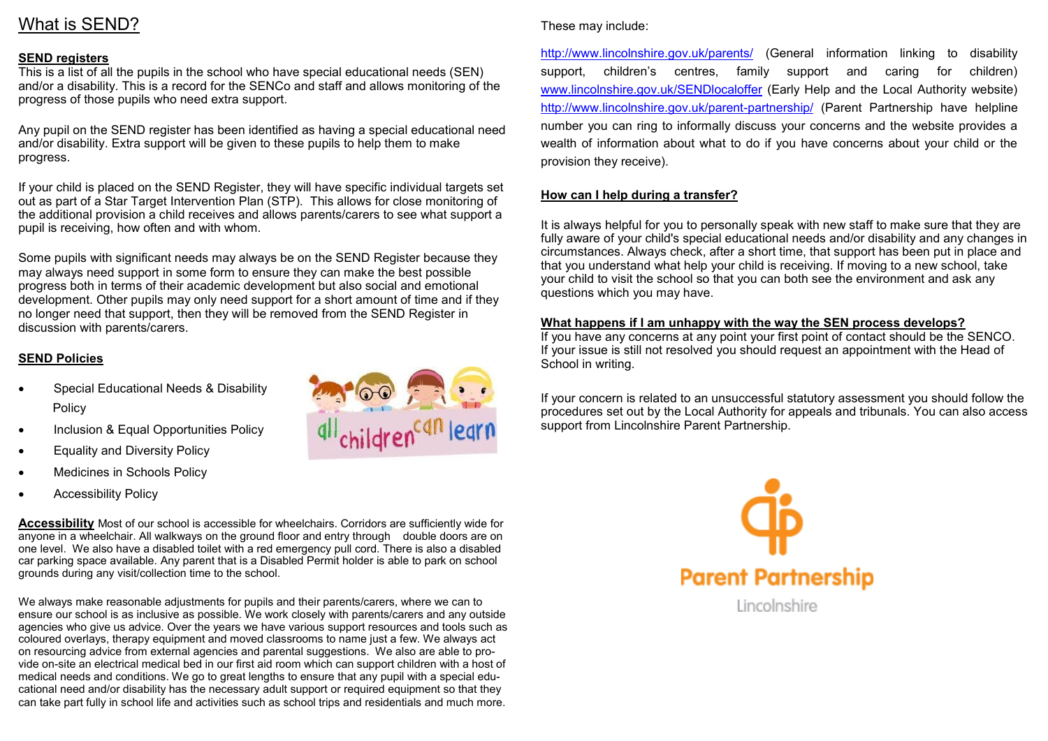# What is SEND?

**SEND registers**

This is a list of all the pupils in the school who have special educational needs (SEN) and/or a disability. This is a record for the SENCo and staff and allows monitoring of the progress of those pupils who need extra support.

Any pupil on the SEND register has been identified as having a special educational need and/or disability. Extra support will be given to these pupils to help them to make progress.

If your child is placed on the SEND Register, they will have specific individual targets set out as part of a Star Target Intervention Plan (STP). This allows for close monitoring of the additional provision a child receives and allows parents/carers to see what support a pupil is receiving, how often and with whom.

Some pupils with significant needs may always be on the SEND Register because they may always need support in some form to ensure they can make the best possible progress both in terms of their academic development but also social and emotional development. Other pupils may only need support for a short amount of time and if they no longer need that support, then they will be removed from the SEND Register in discussion with parents/carers.

**SEND Policies**

- Special Educational Needs & Disability Policy
- Inclusion & Equal Opportunities Policy
- Equality and Diversity Policy
- Medicines in Schools Policy
- Accessibility Policy

**Accessibility** Most of our school is accessible for wheelchairs. Corridors are sufficiently wide for anyone in a wheelchair. All walkways on the ground floor and entry through double doors are on one level. We also have a disabled toilet with a red emergency pull cord. There is also a disabled car parking space available. Any parent that is a Disabled Permit holder is able to park on school grounds during any visit/collection time to the school.

We always make reasonable adjustments for pupils and their parents/carers, where we can to ensure our school is as inclusive as possible. We work closely with parents/carers and any outside agencies who give us advice. Over the years we have various support resources and tools such as coloured overlays, therapy equipment and moved classrooms to name just a few. We always act on resourcing advice from external agencies and parental suggestions. We also are able to provide on-site an electrical medical bed in our first aid room which can support children with a host of medical needs and conditions. We go to great lengths to ensure that any pupil with a special educational need and/or disability has the necessary adult support or required equipment so that they can take part fully in school life and activities such as school trips and residentials and much more.

These may include:

http://www.lincolnshire.gov.uk/parents/ (General information linking to disability support, children's centres, family support and caring for children) www.lincolnshire.gov.uk/SENDlocaloffer (Early Help and the Local Authority website) http://www.lincolnshire.gov.uk/parent-partnership/ (Parent Partnership have helpline number you can ring to informally discuss your concerns and the website provides a wealth of information about what to do if you have concerns about your child or the provision they receive).

**How can I help during a transfer?**

It is always helpful for you to personally speak with new staff to make sure that they are fully aware of your child's special educational needs and/or disability and any changes in circumstances. Always check, after a short time, that support has been put in place and that you understand what help your child is receiving. If moving to a new school, take your child to visit the school so that you can both see the environment and ask any questions which you may have.

**What happens if I am unhappy with the way the SEN process develops?**

If you have any concerns at any point your first point of contact should be the SENCO. If your issue is still not resolved you should request an appointment with the Head of School in writing.

If your concern is related to an unsuccessful statutory assessment you should follow the procedures set out by the Local Authority for appeals and tribunals. You can also access support from Lincolnshire Parent Partnership.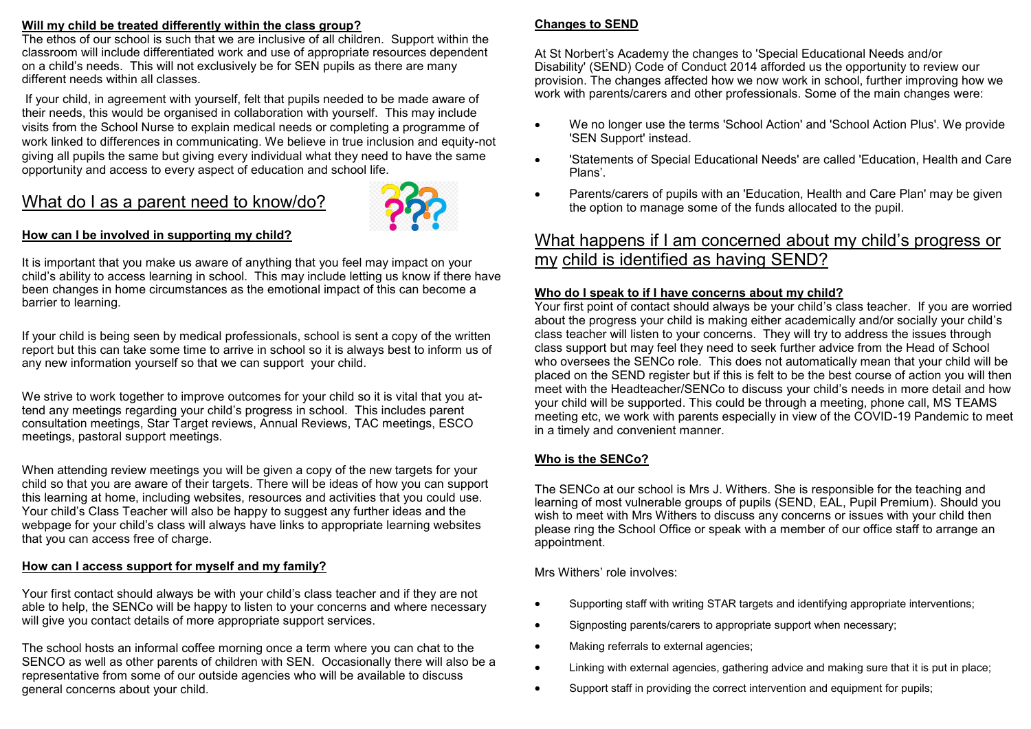**Will my child be treated differently within the class group?**

The ethos of our school is such that we are inclusive of all children. Support within the classroom will include differentiated work and use of appropriate resources dependent on a child's needs. This will not exclusively be for SEN pupils as there are many different needs within all classes.

If your child, in agreement with yourself, felt that pupils needed to be made aware of their needs, this would be organised in collaboration with yourself. This may include visits from the School Nurse to explain medical needs or completing a programme of work linked to differences in communicating. We believe in true inclusion and equity-not giving all pupils the same but giving every individual what they need to have the same opportunity and access to every aspect of education and school life.

## What do I as a parent need to know/do?

**How can I be involved in supporting my child?**

It is important that you make us aware of anything that you feel may impact on your child's ability to access learning in school. This may include letting us know if there have been changes in home circumstances as the emotional impact of this can become a barrier to learning.

If your child is being seen by medical professionals, school is sent a copy of the written report but this can take some time to arrive in school so it is always best to inform us of any new information yourself so that we can support your child.

We strive to work together to improve outcomes for your child so it is vital that you attend any meetings regarding your child's progress in school. This includes parent consultation meetings, Star Target reviews, Annual Reviews, TAC meetings, ESCO meetings, pastoral support meetings.

When attending review meetings you will be given a copy of the new targets for your child so that you are aware of their targets. There will be ideas of how you can support this learning at home, including websites, resources and activities that you could use. Your child's Class Teacher will also be happy to suggest any further ideas and the webpage for your child's class will always have links to appropriate learning websites that you can access free of charge.

**How can I access support for myself and my family?**

Your first contact should always be with your child's class teacher and if they are not able to help, the SENCo will be happy to listen to your concerns and where necessary will give you contact details of more appropriate support services.

The school hosts an informal coffee morning once a term where you can chat to the SENCO as well as other parents of children with SEN. Occasionally there will also be a representative from some of our outside agencies who will be available to discuss general concerns about your child.

**Changes to SEND**

At St Norbert's Academy the changes to 'Special Educational Needs and/or Disability' (SEND) Code of Conduct 2014 afforded us the opportunity to review our provision. The changes affected how we now work in school, further improving how we work with parents/carers and other professionals. Some of the main changes were:

- We no longer use the terms 'School Action' and 'School Action Plus'. We provide 'SEN Support' instead.
- 'Statements of Special Educational Needs' are called 'Education, Health and Care Plans'.
- Parents/carers of pupils with an 'Education, Health and Care Plan' may be given the option to manage some of the funds allocated to the pupil.

## What happens if I am concerned about my child's progress or my child is identified as having SEND?

**Who do I speak to if I have concerns about my child?**

Your first point of contact should always be your child's class teacher. If you are worried about the progress your child is making either academically and/or socially your child's class teacher will listen to your concerns. They will try to address the issues through class support but may feel they need to seek further advice from the Head of School who oversees the SENCo role. This does not automatically mean that your child will be placed on the SEND register but if this is felt to be the best course of action you will then meet with the Headteacher/SENCo to discuss your child's needs in more detail and how your child will be supported. This could be through a meeting, phone call, MS TEAMS meeting etc, we work with parents especially in view of the COVID-19 Pandemic to meet in a timely and convenient manner.

**Who is the SENCo?**

The SENCo at our school is Mrs J. Withers. She is responsible for the teaching and learning of most vulnerable groups of pupils (SEND, EAL, Pupil Premium). Should you wish to meet with Mrs Withers to discuss any concerns or issues with your child then please ring the School Office or speak with a member of our office staff to arrange an appointment.

Mrs Withers' role involves:

- Supporting staff with writing STAR targets and identifying appropriate interventions;
- Signposting parents/carers to appropriate support when necessary;
- Making referrals to external agencies;
- Linking with external agencies, gathering advice and making sure that it is put in place;
- Support staff in providing the correct intervention and equipment for pupils;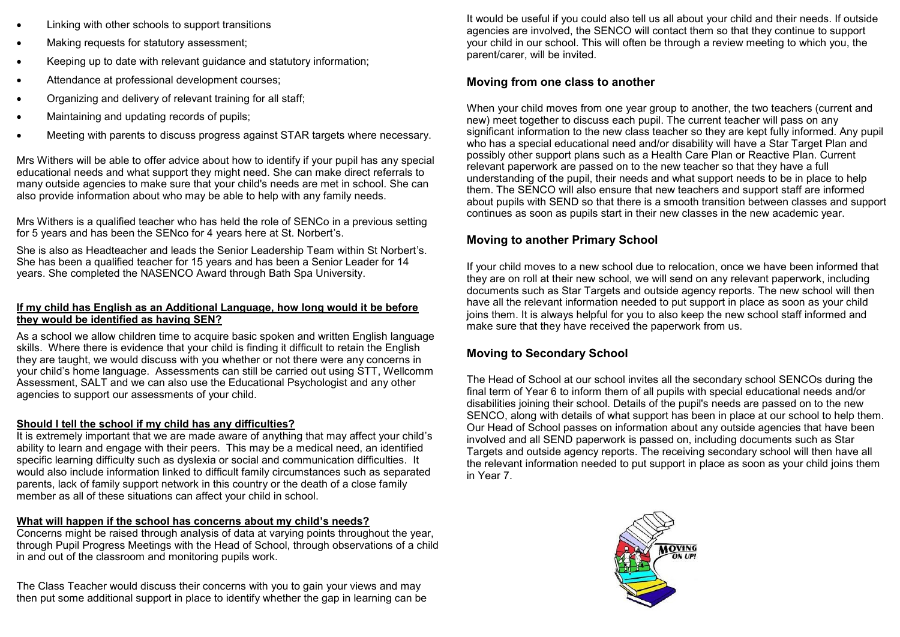- Linking with other schools to support transitions
- Making requests for statutory assessment;
- Keeping up to date with relevant guidance and statutory information;
- Attendance at professional development courses;
- Organizing and delivery of relevant training for all staff;
- Maintaining and updating records of pupils;
- Meeting with parents to discuss progress against STAR targets where necessary.

Mrs Withers will be able to offer advice about how to identify if your pupil has any special educational needs and what support they might need. She can make direct referrals to many outside agencies to make sure that your child's needs are met in school. She can also provide information about who may be able to help with any family needs.

Mrs Withers is a qualified teacher who has held the role of SENCo in a previous setting for 5 years and has been the SENco for 4 years here at St. Norbert's.

She is also as Headteacher and leads the Senior Leadership Team within St Norbert's. She has been a qualified teacher for 15 years and has been a Senior Leader for 14 years. She completed the NASENCO Award through Bath Spa University.

**If my child has English as an Additional Language, how long would it be before they would be identified as having SEN?**

As a school we allow children time to acquire basic spoken and written English language skills. Where there is evidence that your child is finding it difficult to retain the English they are taught, we would discuss with you whether or not there were any concerns in your child's home language. Assessments can still be carried out using STT, Wellcomm Assessment, SALT and we can also use the Educational Psychologist and any other agencies to support our assessments of your child.

**Should I tell the school if my child has any difficulties?**

It is extremely important that we are made aware of anything that may affect your child's ability to learn and engage with their peers. This may be a medical need, an identified specific learning difficulty such as dyslexia or social and communication difficulties. It would also include information linked to difficult family circumstances such as separated parents, lack of family support network in this country or the death of a close family member as all of these situations can affect your child in school.

**What will happen if the school has concerns about my child's needs?**

Concerns might be raised through analysis of data at varying points throughout the year, through Pupil Progress Meetings with the Head of School, through observations of a child in and out of the classroom and monitoring pupils work.

The Class Teacher would discuss their concerns with you to gain your views and may then put some additional support in place to identify whether the gap in learning can be

It would be useful if you could also tell us all about your child and their needs. If outside agencies are involved, the SENCO will contact them so that they continue to support your child in our school. This will often be through a review meeting to which you, the parent/carer, will be invited.

## Moving from one class to another

When your child moves from one year group to another, the two teachers (current and new) meet together to discuss each pupil. The current teacher will pass on any significant information to the new class teacher so they are kept fully informed. Any pupil who has a special educational need and/or disability will have a Star Target Plan and possibly other support plans such as a Health Care Plan or Reactive Plan. Current relevant paperwork are passed on to the new teacher so that they have a full understanding of the pupil, their needs and what support needs to be in place to help them. The SENCO will also ensure that new teachers and support staff are informed about pupils with SEND so that there is a smooth transition between classes and support continues as soon as pupils start in their new classes in the new academic year.

## Moving to another Primary School

If your child moves to a new school due to relocation, once we have been informed that they are on roll at their new school, we will send on any relevant paperwork, including documents such as Star Targets and outside agency reports. The new school will then have all the relevant information needed to put support in place as soon as your child joins them. It is always helpful for you to also keep the new school staff informed and make sure that they have received the paperwork from us.

## Moving to Secondary School

The Head of School at our school invites all the secondary school SENCOs during the final term of Year 6 to inform them of all pupils with special educational needs and/or disabilities joining their school. Details of the pupil's needs are passed on to the new SENCO, along with details of what support has been in place at our school to help them. Our Head of School passes on information about any outside agencies that have been involved and all SEND paperwork is passed on, including documents such as Star Targets and outside agency reports. The receiving secondary school will then have all the relevant information needed to put support in place as soon as your child joins them in Year 7.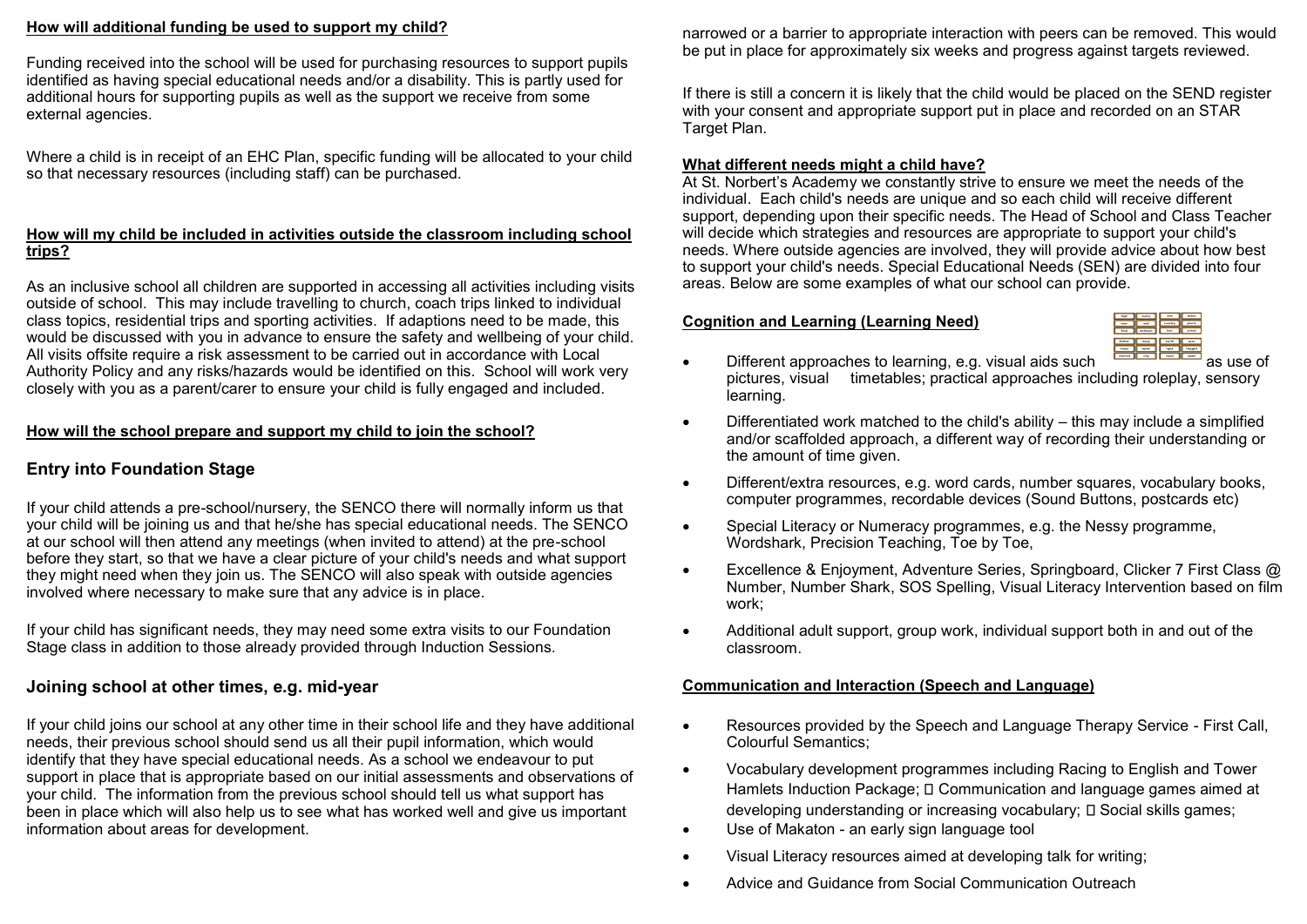**How will additional funding be used to support my child?**

Funding received into the school will be used for purchasing resources to support pupils identified as having special educational needs and/or a disability. This is partly used for additional hours for supporting pupils as well as the support we receive from some external agencies.

Where a child is in receipt of an EHC Plan, specific funding will be allocated to your child so that necessary resources (including staff) can be purchased.

**How will my child be included in activities outside the classroom including school trips?**

As an inclusive school all children are supported in accessing all activities including visits outside of school. This may include travelling to church, coach trips linked to individual class topics, residential trips and sporting activities. If adaptions need to be made, this would be discussed with you in advance to ensure the safety and wellbeing of your child. All visits offsite require a risk assessment to be carried out in accordance with Local Authority Policy and any risks/hazards would be identified on this. School will work very closely with you as a parent/carer to ensure your child is fully engaged and included.

**How will the school prepare and support my child to join the school?**

## Entry into Foundation Stage

If your child attends a pre-school/nursery, the SENCO there will normally inform us that your child will be joining us and that he/she has special educational needs. The SENCO at our school will then attend any meetings (when invited to attend) at the pre-school before they start, so that we have a clear picture of your child's needs and what support they might need when they join us. The SENCO will also speak with outside agencies involved where necessary to make sure that any advice is in place.

If your child has significant needs, they may need some extra visits to our Foundation Stage class in addition to those already provided through Induction Sessions.

## Joining school at other times, e.g. mid-year

If your child joins our school at any other time in their school life and they have additional needs, their previous school should send us all their pupil information, which would identify that they have special educational needs. As a school we endeavour to put support in place that is appropriate based on our initial assessments and observations of your child. The information from the previous school should tell us what support has been in place which will also help us to see what has worked well and give us important information about areas for development.

narrowed or a barrier to appropriate interaction with peers can be removed. This would be put in place for approximately six weeks and progress against targets reviewed.

If there is still a concern it is likely that the child would be placed on the SEND register with your consent and appropriate support put in place and recorded on an STAR Target Plan.

**What different needs might a child have?**

At St. Norbert's Academy we constantly strive to ensure we meet the needs of the individual. Each child's needs are unique and so each child will receive different support, depending upon their specific needs. The Head of School and Class Teacher will decide which strategies and resources are appropriate to support your child's needs. Where outside agencies are involved, they will provide advice about how best to support your child's needs. Special Educational Needs (SEN) are divided into four areas. Below are some examples of what our school can provide.

**Cognition and Learning (Learning Need)**

- Different approaches to learning, e.g. visual aids such as use of pictures, visual timetables; practical approaches including roleplay, sensory learning.
- Differentiated work matched to the child's ability – this may include a simplified and/or scaffolded approach, a different way of recording their understanding or the amount of time given.
- Different/extra resources, e.g. word cards, number squares, vocabulary books, computer programmes, recordable devices (Sound Buttons, postcards etc)
- Special Literacy or Numeracy programmes, e.g. the Nessy programme, Wordshark, Precision Teaching, Toe by Toe,
- Excellence & Enjoyment, Adventure Series, Springboard, Clicker 7 First Class @ Number, Number Shark, SOS Spelling, Visual Literacy Intervention based on film work;
- Additional adult support, group work, individual support both in and out of the classroom.

**Communication and Interaction (Speech and Language)**

- Resources provided by the Speech and Language Therapy Service - First Call, Colourful Semantics;
- Vocabulary development programmes including Racing to English and Tower Hamlets Induction Package;  Communication and language games aimed at developing understanding or increasing vocabulary;  Social skills games;
- Use of Makaton - an early sign language tool
- Visual Literacy resources aimed at developing talk for writing;
- Advice and Guidance from Social Communication Outreach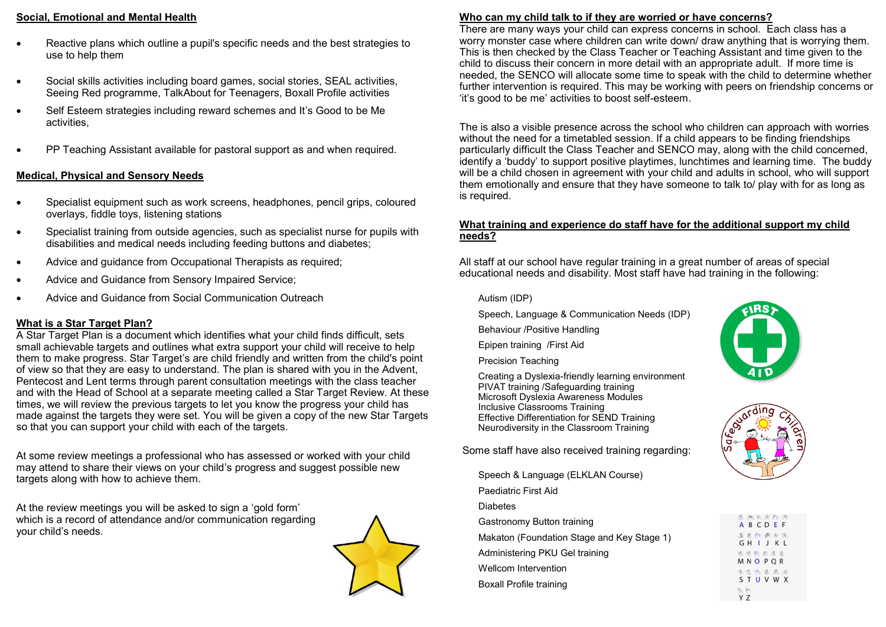## Social, Emotional and Mental Health

- Reactive plans which outline a pupil's specific needs and the best strategies to use to help them
- Social skills activities including board games, social stories, SEAL activities, Seeing Red programme, TalkAbout for Teenagers, Boxall Profile activities
- Self Esteem strategies including reward schemes and It's Good to be Me activities,
- PP Teaching Assistant available for pastoral support as and when required.

## Medical, Physical and Sensory Needs

- Specialist equipment such as work screens, headphones, pencil grips, coloured overlays, fiddle toys, listening stations
- Specialist training from outside agencies, such as specialist nurse for pupils with disabilities and medical needs including feeding buttons and diabetes;
- Advice and guidance from Occupational Therapists as required;
- Advice and Guidance from Sensory Impaired Service;
- Advice and Guidance from Social Communication Outreach

## What is a Star Target Plan?

A Star Target Plan is a document which identifies what your child finds difficult, sets small achievable targets and outlines what extra support your child will receive to help them to make progress. Star Target's are child friendly and written from the child's point of view so that they are easy to understand. The plan is shared with you in the Advent, Pentecost and Lent terms through parent consultation meetings with the class teacher and with the Head of School at a separate meeting called a Star Target Review. At these times, we will review the previous targets to let you know the progress your child has made against the targets they were set. You will be given a copy of the new Star Targets so that you can support your child with each of the targets.

At some review meetings a professional who has assessed or worked with your child may attend to share their views on your child's progress and suggest possible new targets along with how to achieve them.

At the review meetings you will be asked to sign a 'gold form' which is a record of attendance and/or communication regarding your child's needs.

## Who can my child talk to if they are worried or have concerns?

There are many ways your child can express concerns in school. Each class has a worry monster case where children can write down/ draw anything that is worrying them. This is then checked by the Class Teacher or Teaching Assistant and time given to the child to discuss their concern in more detail with an appropriate adult. If more time is needed, the SENCO will allocate some time to speak with the child to determine whether further intervention is required. This may be working with peers on friendship concerns or 'it's good to be me' activities to boost self-esteem.

The is also a visible presence across the school who children can approach with worries without the need for a timetabled session. If a child appears to be finding friendships particularly difficult the Class Teacher and SENCO may, along with the child concerned, identify a 'buddy' to support positive playtimes, lunchtimes and learning time. The buddy will be a child chosen in agreement with your child and adults in school, who will support them emotionally and ensure that they have someone to talk to/ play with for as long as is required.

## What training and experience do staff have for the additional support my child needs?

All staff at our school have regular training in a great number of areas of special educational needs and disability. Most staff have had training in the following:

- Autism (IDP)
- Speech, Language & Communication Needs (IDP)
- Behaviour /Positive Handling
- Epipen training /First Aid
- Precision Teaching
- Creating a Dyslexia-friendly learning environment
- PIVAT training /Safeguarding training
- Microsoft Dyslexia Awareness Modules
- Inclusive Classrooms Training
- Effective Differentiation for SEND Training
- Neurodiversity in the Classroom Training

Some staff have also received training regarding:

- Speech & Language (ELKLAN Course)
- Paediatric First Aid
- Diabetes
- Gastronomy Button training
- Makaton (Foundation Stage and Key Stage 1)
- Administering PKU Gel training
- Wellcom Intervention
- Boxall Profile training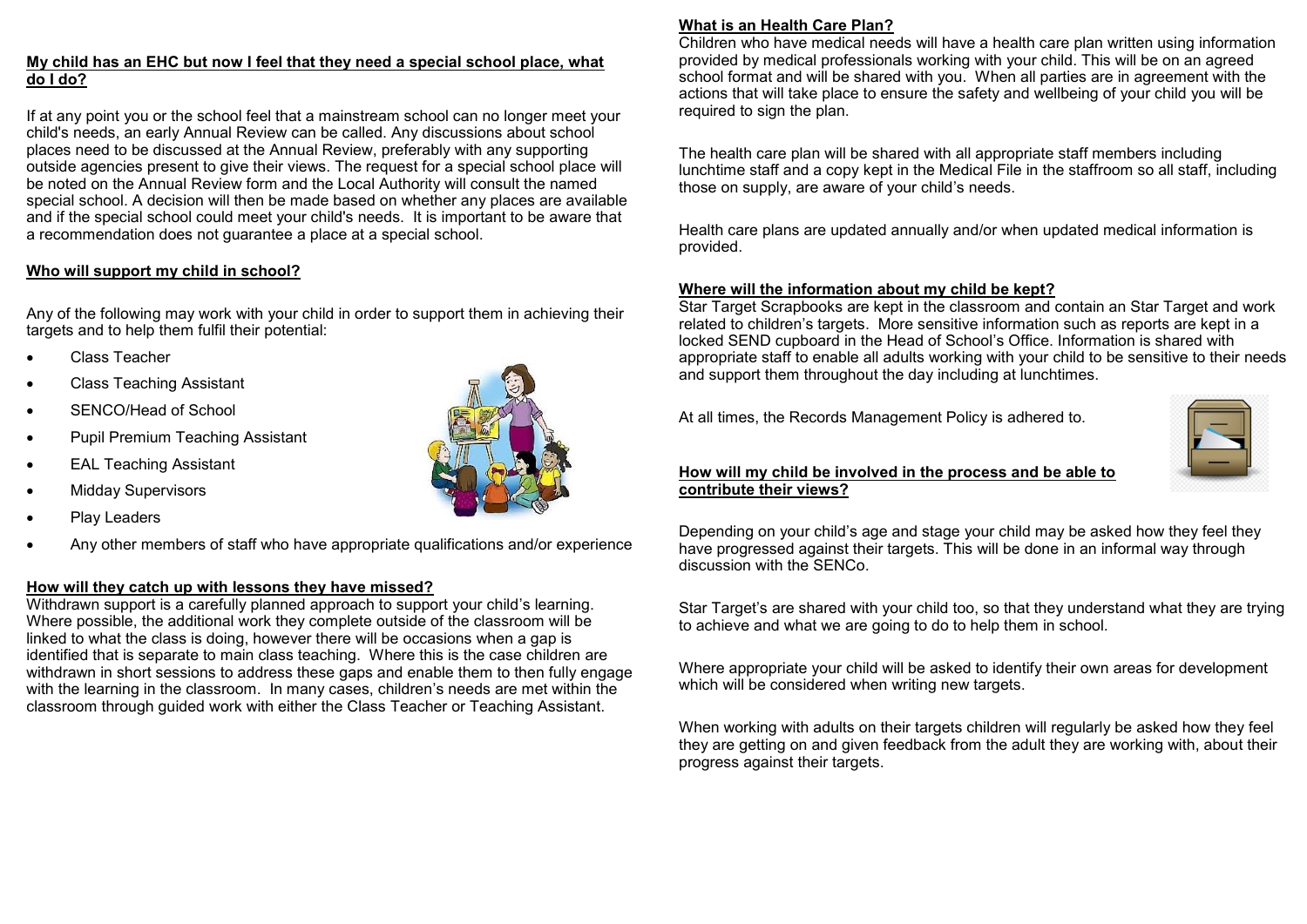### My child has an EHC but now I feel that they need a special school place, what do I do?

If at any point you or the school feel that a mainstream school can no longer meet your child's needs, an early Annual Review can be called. Any discussions about school places need to be discussed at the Annual Review, preferably with any supporting outside agencies present to give their views. The request for a special school place will be noted on the Annual Review form and the Local Authority will consult the named special school. A decision will then be made based on whether any places are available and if the special school could meet your child's needs. It is important to be aware that a recommendation does not guarantee a place at a special school.

### Who will support my child in school?

Any of the following may work with your child in order to support them in achieving their targets and to help them fulfil their potential:

- Class Teacher
- Class Teaching Assistant
- SENCO/Head of School
- Pupil Premium Teaching Assistant
- EAL Teaching Assistant
- Midday Supervisors
- Play Leaders
- Any other members of staff who have appropriate qualifications and/or experience

### How will they catch up with lessons they have missed?

Withdrawn support is a carefully planned approach to support your child's learning. Where possible, the additional work they complete outside of the classroom will be linked to what the class is doing, however there will be occasions when a gap is identified that is separate to main class teaching. Where this is the case children are withdrawn in short sessions to address these gaps and enable them to then fully engage with the learning in the classroom. In many cases, children's needs are met within the classroom through guided work with either the Class Teacher or Teaching Assistant.

### What is an Health Care Plan?

Children who have medical needs will have a health care plan written using information provided by medical professionals working with your child. This will be on an agreed school format and will be shared with you. When all parties are in agreement with the actions that will take place to ensure the safety and wellbeing of your child you will be required to sign the plan.

The health care plan will be shared with all appropriate staff members including lunchtime staff and a copy kept in the Medical File in the staffroom so all staff, including those on supply, are aware of your child's needs.

Health care plans are updated annually and/or when updated medical information is provided.

### Where will the information about my child be kept?

Star Target Scrapbooks are kept in the classroom and contain an Star Target and work related to children's targets. More sensitive information such as reports are kept in a locked SEND cupboard in the Head of School's Office. Information is shared with appropriate staff to enable all adults working with your child to be sensitive to their needs and support them throughout the day including at lunchtimes.

At all times, the Records Management Policy is adhered to.

### How will my child be involved in the process and be able to contribute their views?

Depending on your child's age and stage your child may be asked how they feel they have progressed against their targets. This will be done in an informal way through discussion with the SENCo.

Star Target's are shared with your child too, so that they understand what they are trying to achieve and what we are going to do to help them in school.

Where appropriate your child will be asked to identify their own areas for development which will be considered when writing new targets.

When working with adults on their targets children will regularly be asked how they feel they are getting on and given feedback from the adult they are working with, about their progress against their targets.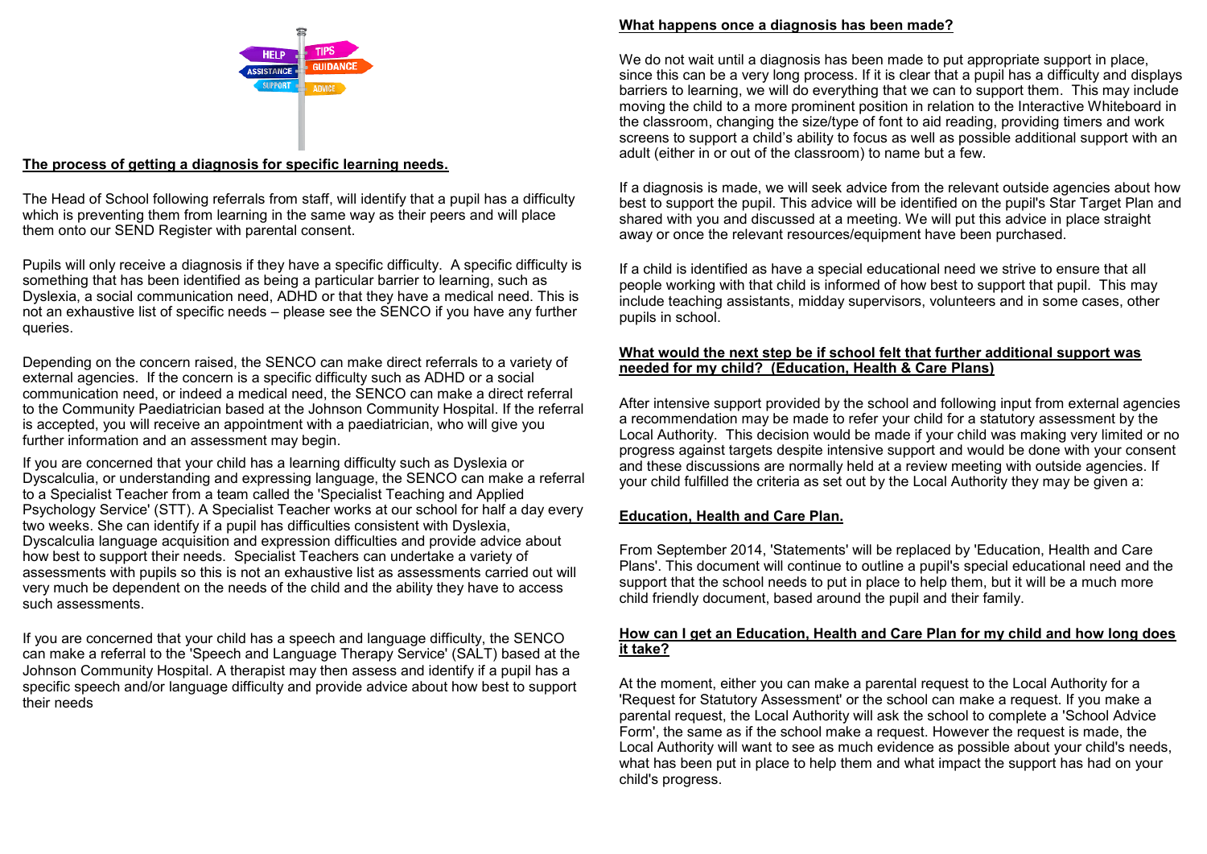## The process of getting a diagnosis for specific learning needs.

The Head of School following referrals from staff, will identify that a pupil has a difficulty which is preventing them from learning in the same way as their peers and will place them onto our SEND Register with parental consent.

Pupils will only receive a diagnosis if they have a specific difficulty. A specific difficulty is something that has been identified as being a particular barrier to learning, such as Dyslexia, a social communication need, ADHD or that they have a medical need. This is not an exhaustive list of specific needs – please see the SENCO if you have any further queries.

Depending on the concern raised, the SENCO can make direct referrals to a variety of external agencies. If the concern is a specific difficulty such as ADHD or a social communication need, or indeed a medical need, the SENCO can make a direct referral to the Community Paediatrician based at the Johnson Community Hospital. If the referral is accepted, you will receive an appointment with a paediatrician, who will give you further information and an assessment may begin.

If you are concerned that your child has a learning difficulty such as Dyslexia or Dyscalculia, or understanding and expressing language, the SENCO can make a referral to a Specialist Teacher from a team called the 'Specialist Teaching and Applied Psychology Service' (STT). A Specialist Teacher works at our school for half a day every two weeks. She can identify if a pupil has difficulties consistent with Dyslexia, Dyscalculia language acquisition and expression difficulties and provide advice about how best to support their needs. Specialist Teachers can undertake a variety of assessments with pupils so this is not an exhaustive list as assessments carried out will very much be dependent on the needs of the child and the ability they have to access such assessments.

If you are concerned that your child has a speech and language difficulty, the SENCO can make a referral to the 'Speech and Language Therapy Service' (SALT) based at the Johnson Community Hospital. A therapist may then assess and identify if a pupil has a specific speech and/or language difficulty and provide advice about how best to support their needs

## What happens once a diagnosis has been made?

We do not wait until a diagnosis has been made to put appropriate support in place, since this can be a very long process. If it is clear that a pupil has a difficulty and displays barriers to learning, we will do everything that we can to support them. This may include moving the child to a more prominent position in relation to the Interactive Whiteboard in the classroom, changing the size/type of font to aid reading, providing timers and work screens to support a child's ability to focus as well as possible additional support with an adult (either in or out of the classroom) to name but a few.

If a diagnosis is made, we will seek advice from the relevant outside agencies about how best to support the pupil. This advice will be identified on the pupil's Star Target Plan and shared with you and discussed at a meeting. We will put this advice in place straight away or once the relevant resources/equipment have been purchased.

If a child is identified as have a special educational need we strive to ensure that all people working with that child is informed of how best to support that pupil. This may include teaching assistants, midday supervisors, volunteers and in some cases, other pupils in school.

## What would the next step be if school felt that further additional support was needed for my child? (Education, Health & Care Plans)

After intensive support provided by the school and following input from external agencies a recommendation may be made to refer your child for a statutory assessment by the Local Authority. This decision would be made if your child was making very limited or no progress against targets despite intensive support and would be done with your consent and these discussions are normally held at a review meeting with outside agencies. If your child fulfilled the criteria as set out by the Local Authority they may be given a:

## Education, Health and Care Plan.

From September 2014, 'Statements' will be replaced by 'Education, Health and Care Plans'. This document will continue to outline a pupil's special educational need and the support that the school needs to put in place to help them, but it will be a much more child friendly document, based around the pupil and their family.

## How can I get an Education, Health and Care Plan for my child and how long does it take?

At the moment, either you can make a parental request to the Local Authority for a 'Request for Statutory Assessment' or the school can make a request. If you make a parental request, the Local Authority will ask the school to complete a 'School Advice Form', the same as if the school make a request. However the request is made, the Local Authority will want to see as much evidence as possible about your child's needs, what has been put in place to help them and what impact the support has had on your child's progress.